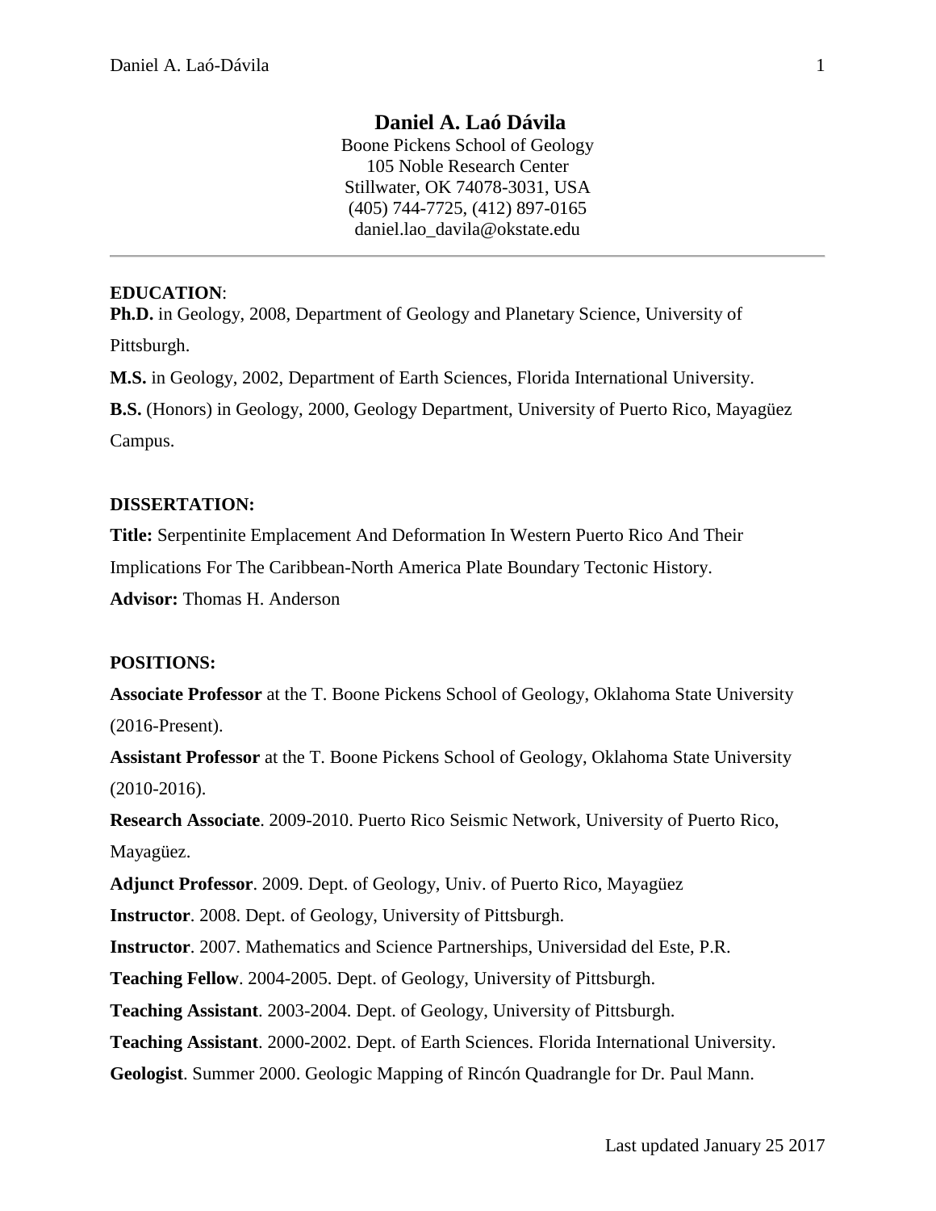# Daniel A. Laó Dávila

Boone Pickens School of Geology
105 Noble Research Center
Stillwater, OK 74078-3031, USA
(405) 744-7725, (412) 897-0165
daniel.lao_davila@okstate.edu

---

**EDUCATION**:

**Ph.D.** in Geology, 2008, Department of Geology and Planetary Science, University of Pittsburgh.

**M.S.** in Geology, 2002, Department of Earth Sciences, Florida International University.

**B.S.** (Honors) in Geology, 2000, Geology Department, University of Puerto Rico, Mayagüez Campus.

**DISSERTATION:**

**Title:** Serpentinite Emplacement And Deformation In Western Puerto Rico And Their Implications For The Caribbean-North America Plate Boundary Tectonic History.

**Advisor:** Thomas H. Anderson

**POSITIONS:**

**Associate Professor** at the T. Boone Pickens School of Geology, Oklahoma State University (2016-Present).

**Assistant Professor** at the T. Boone Pickens School of Geology, Oklahoma State University (2010-2016).

**Research Associate**. 2009-2010. Puerto Rico Seismic Network, University of Puerto Rico, Mayagüez.

**Adjunct Professor**. 2009. Dept. of Geology, Univ. of Puerto Rico, Mayagüez

**Instructor**. 2008. Dept. of Geology, University of Pittsburgh.

**Instructor**. 2007. Mathematics and Science Partnerships, Universidad del Este, P.R.

**Teaching Fellow**. 2004-2005. Dept. of Geology, University of Pittsburgh.

**Teaching Assistant**. 2003-2004. Dept. of Geology, University of Pittsburgh.

**Teaching Assistant**. 2000-2002. Dept. of Earth Sciences. Florida International University.

**Geologist**. Summer 2000. Geologic Mapping of Rincón Quadrangle for Dr. Paul Mann.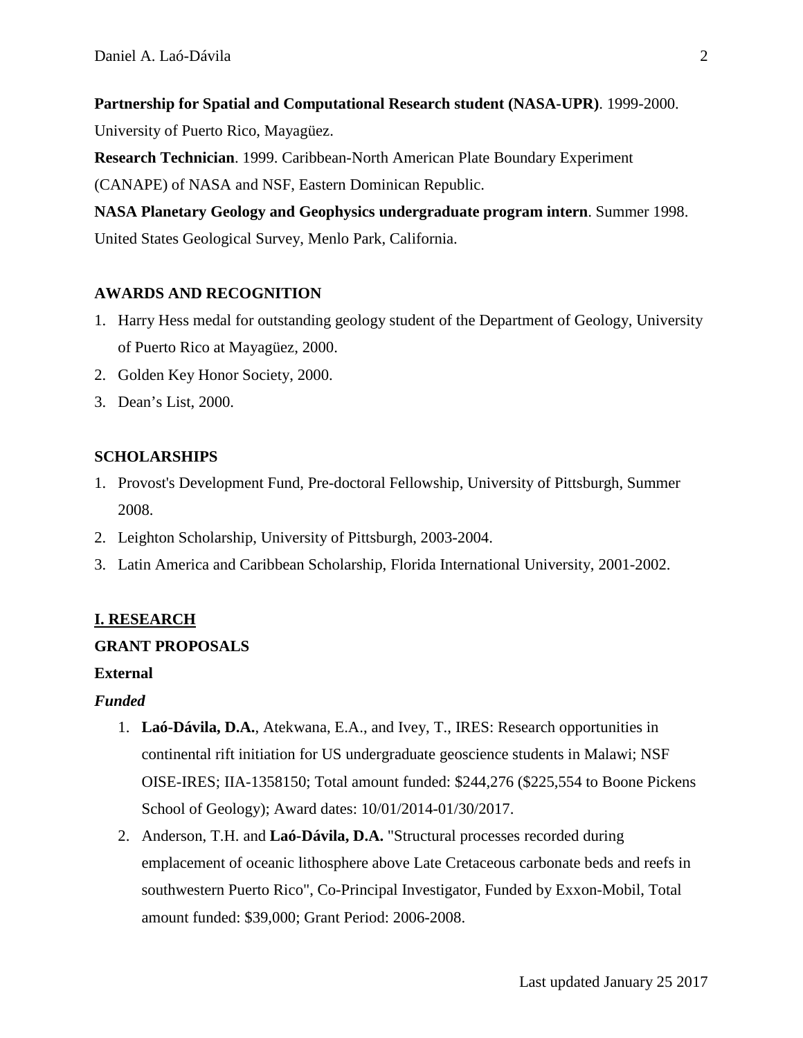**Partnership for Spatial and Computational Research student (NASA-UPR)**. 1999-2000. University of Puerto Rico, Mayagüez.

**Research Technician**. 1999. Caribbean-North American Plate Boundary Experiment (CANAPE) of NASA and NSF, Eastern Dominican Republic.

**NASA Planetary Geology and Geophysics undergraduate program intern**. Summer 1998. United States Geological Survey, Menlo Park, California.

## AWARDS AND RECOGNITION

1. Harry Hess medal for outstanding geology student of the Department of Geology, University of Puerto Rico at Mayagüez, 2000.
2. Golden Key Honor Society, 2000.
3. Dean's List, 2000.

## SCHOLARSHIPS

1. Provost's Development Fund, Pre-doctoral Fellowship, University of Pittsburgh, Summer 2008.
2. Leighton Scholarship, University of Pittsburgh, 2003-2004.
3. Latin America and Caribbean Scholarship, Florida International University, 2001-2002.

## I. RESEARCH

### GRANT PROPOSALS

#### External

*Funded*

1. **Laó-Dávila, D.A.**, Atekwana, E.A., and Ivey, T., IRES: Research opportunities in continental rift initiation for US undergraduate geoscience students in Malawi; NSF OISE-IRES; IIA-1358150; Total amount funded: $244,276 ($225,554 to Boone Pickens School of Geology); Award dates: 10/01/2014-01/30/2017.
2. Anderson, T.H. and **Laó-Dávila, D.A.** "Structural processes recorded during emplacement of oceanic lithosphere above Late Cretaceous carbonate beds and reefs in southwestern Puerto Rico", Co-Principal Investigator, Funded by Exxon-Mobil, Total amount funded: $39,000; Grant Period: 2006-2008.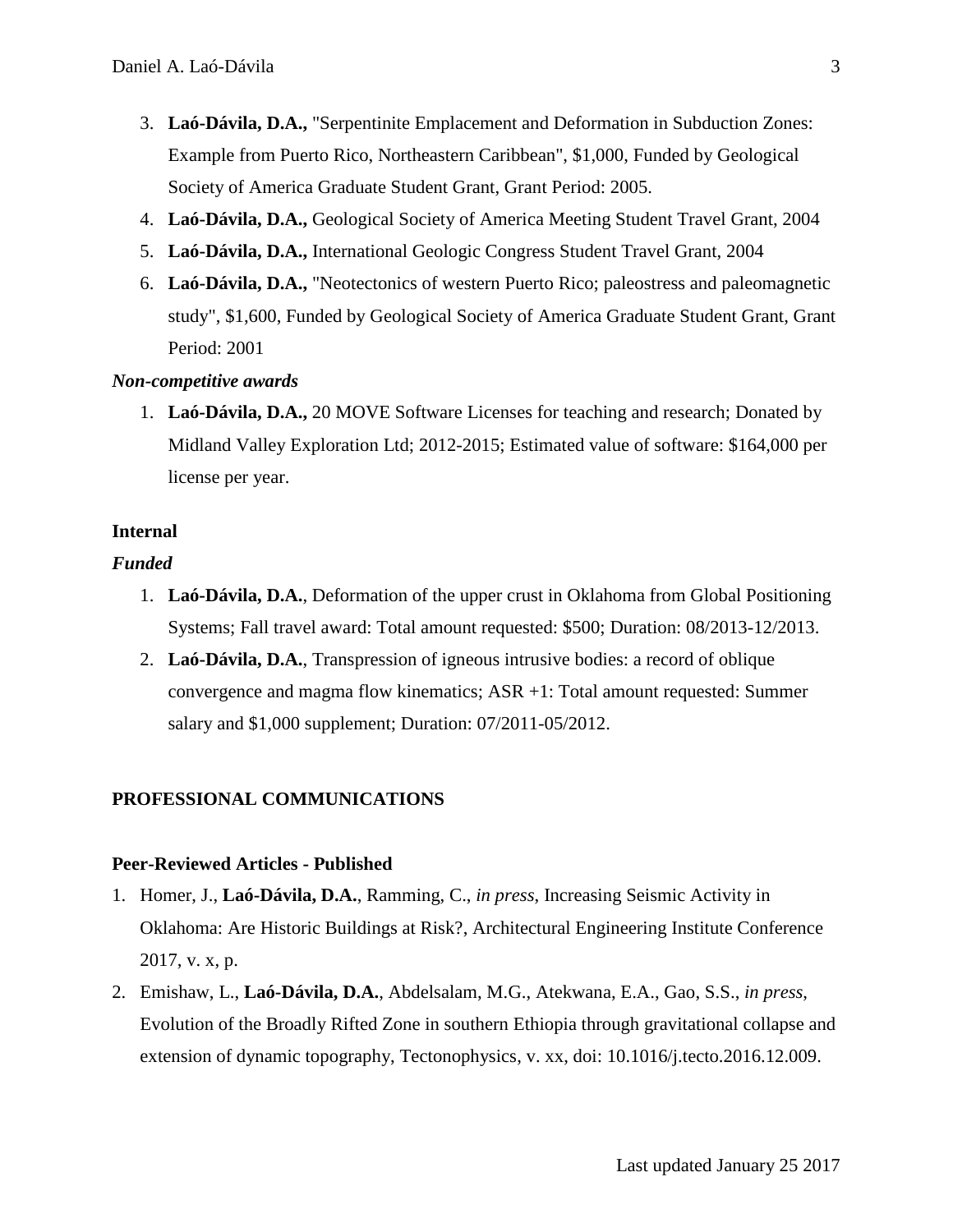3. **Laó-Dávila, D.A.,** "Serpentinite Emplacement and Deformation in Subduction Zones: Example from Puerto Rico, Northeastern Caribbean", $1,000, Funded by Geological Society of America Graduate Student Grant, Grant Period: 2005.
4. **Laó-Dávila, D.A.,** Geological Society of America Meeting Student Travel Grant, 2004
5. **Laó-Dávila, D.A.,** International Geologic Congress Student Travel Grant, 2004
6. **Laó-Dávila, D.A.,** "Neotectonics of western Puerto Rico; paleostress and paleomagnetic study", $1,600, Funded by Geological Society of America Graduate Student Grant, Grant Period: 2001

***Non-competitive awards***

1. **Laó-Dávila, D.A.,** 20 MOVE Software Licenses for teaching and research; Donated by Midland Valley Exploration Ltd; 2012-2015; Estimated value of software: $164,000 per license per year.

**Internal**

***Funded***

1. **Laó-Dávila, D.A.**, Deformation of the upper crust in Oklahoma from Global Positioning Systems; Fall travel award: Total amount requested: $500; Duration: 08/2013-12/2013.
2. **Laó-Dávila, D.A.**, Transpression of igneous intrusive bodies: a record of oblique convergence and magma flow kinematics; ASR +1: Total amount requested: Summer salary and $1,000 supplement; Duration: 07/2011-05/2012.

## PROFESSIONAL COMMUNICATIONS

### Peer-Reviewed Articles - Published

1. Homer, J., **Laó-Dávila, D.A.**, Ramming, C., *in press*, Increasing Seismic Activity in Oklahoma: Are Historic Buildings at Risk?, Architectural Engineering Institute Conference 2017, v. x, p.
2. Emishaw, L., **Laó-Dávila, D.A.**, Abdelsalam, M.G., Atekwana, E.A., Gao, S.S., *in press*, Evolution of the Broadly Rifted Zone in southern Ethiopia through gravitational collapse and extension of dynamic topography, Tectonophysics, v. xx, doi: 10.1016/j.tecto.2016.12.009.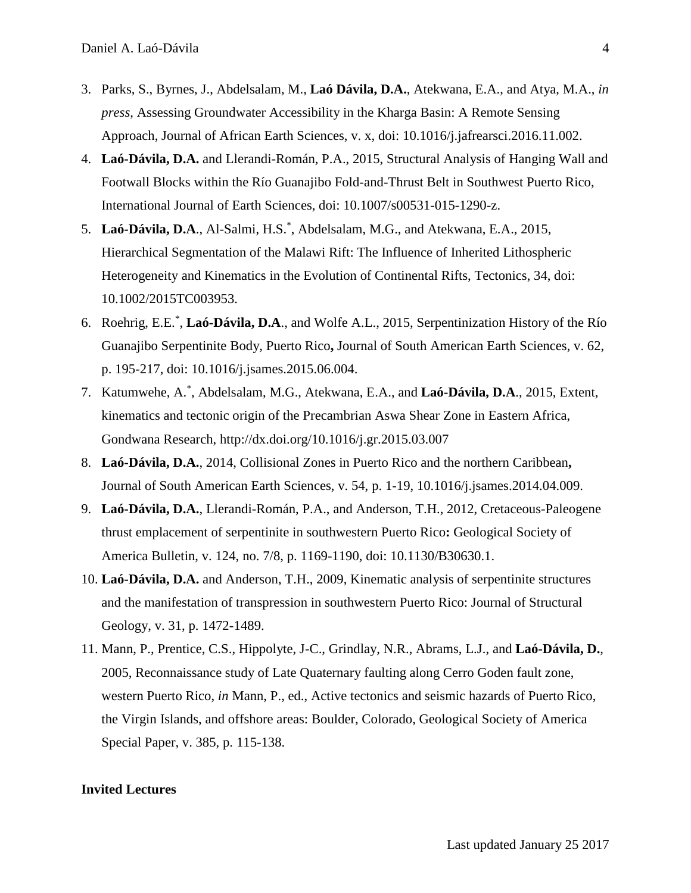3. Parks, S., Byrnes, J., Abdelsalam, M., **Laó Dávila, D.A.**, Atekwana, E.A., and Atya, M.A., *in press*, Assessing Groundwater Accessibility in the Kharga Basin: A Remote Sensing Approach, Journal of African Earth Sciences, v. x, doi: 10.1016/j.jafrearsci.2016.11.002.
4. **Laó-Dávila, D.A.** and Llerandi-Román, P.A., 2015, Structural Analysis of Hanging Wall and Footwall Blocks within the Río Guanajibo Fold-and-Thrust Belt in Southwest Puerto Rico, International Journal of Earth Sciences, doi: 10.1007/s00531-015-1290-z.
5. **Laó-Dávila, D.A**., Al-Salmi, H.S.[*], Abdelsalam, M.G., and Atekwana, E.A., 2015, Hierarchical Segmentation of the Malawi Rift: The Influence of Inherited Lithospheric Heterogeneity and Kinematics in the Evolution of Continental Rifts, Tectonics, 34, doi: 10.1002/2015TC003953.
6. Roehrig, E.E.[*], **Laó-Dávila, D.A**., and Wolfe A.L., 2015, Serpentinization History of the Río Guanajibo Serpentinite Body, Puerto Rico**,** Journal of South American Earth Sciences, v. 62, p. 195-217, doi: 10.1016/j.jsames.2015.06.004.
7. Katumwehe, A.[*], Abdelsalam, M.G., Atekwana, E.A., and **Laó-Dávila, D.A**., 2015, Extent, kinematics and tectonic origin of the Precambrian Aswa Shear Zone in Eastern Africa, Gondwana Research, http://dx.doi.org/10.1016/j.gr.2015.03.007
8. **Laó-Dávila, D.A.**, 2014, Collisional Zones in Puerto Rico and the northern Caribbean**,** Journal of South American Earth Sciences, v. 54, p. 1-19, 10.1016/j.jsames.2014.04.009.
9. **Laó-Dávila, D.A.**, Llerandi-Román, P.A., and Anderson, T.H., 2012, Cretaceous-Paleogene thrust emplacement of serpentinite in southwestern Puerto Rico**:** Geological Society of America Bulletin, v. 124, no. 7/8, p. 1169-1190, doi: 10.1130/B30630.1.
10. **Laó-Dávila, D.A.** and Anderson, T.H., 2009, Kinematic analysis of serpentinite structures and the manifestation of transpression in southwestern Puerto Rico: Journal of Structural Geology, v. 31, p. 1472-1489.
11. Mann, P., Prentice, C.S., Hippolyte, J-C., Grindlay, N.R., Abrams, L.J., and **Laó-Dávila, D.**, 2005, Reconnaissance study of Late Quaternary faulting along Cerro Goden fault zone, western Puerto Rico, *in* Mann, P., ed., Active tectonics and seismic hazards of Puerto Rico, the Virgin Islands, and offshore areas: Boulder, Colorado, Geological Society of America Special Paper, v. 385, p. 115-138.

**Invited Lectures**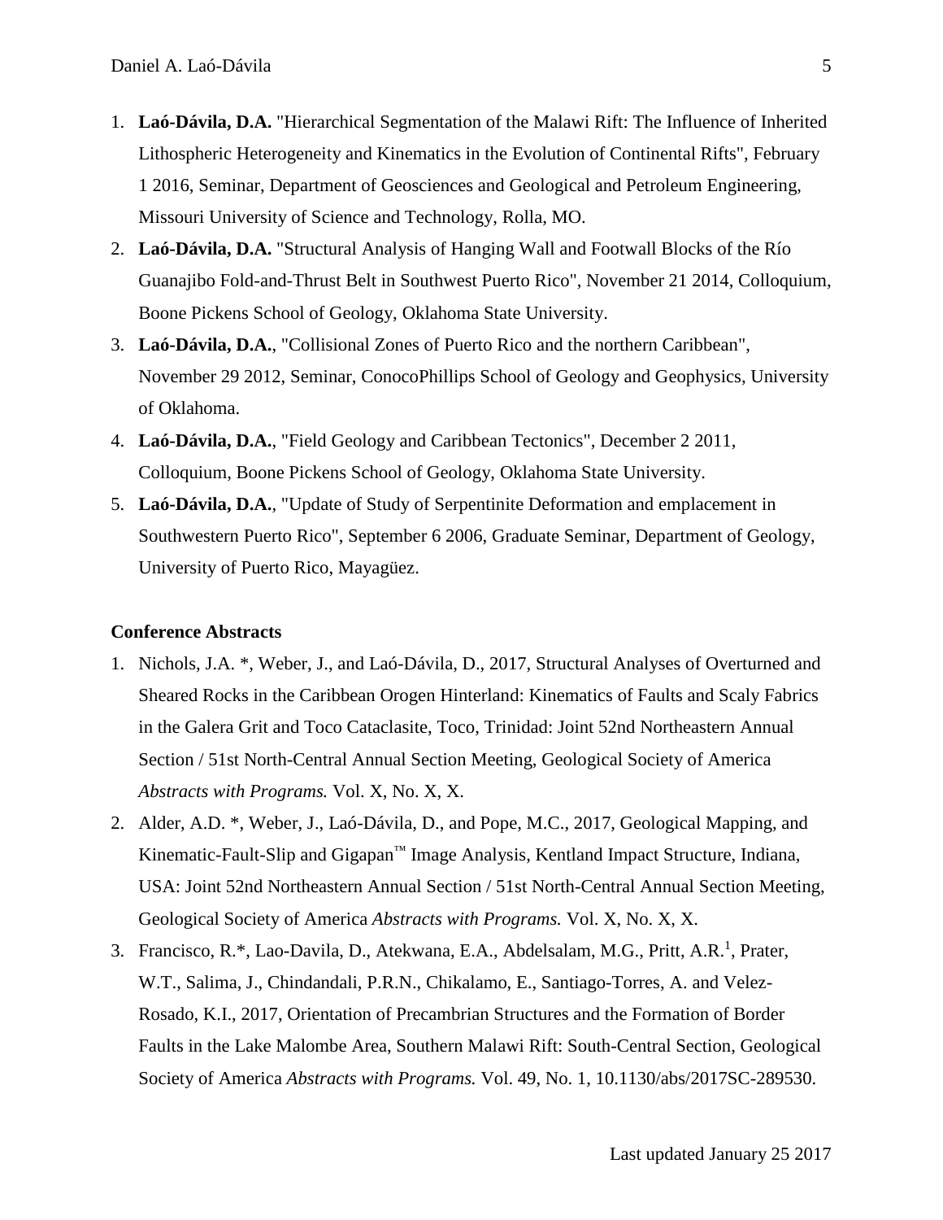1. **Laó-Dávila, D.A.** "Hierarchical Segmentation of the Malawi Rift: The Influence of Inherited Lithospheric Heterogeneity and Kinematics in the Evolution of Continental Rifts", February 1 2016, Seminar, Department of Geosciences and Geological and Petroleum Engineering, Missouri University of Science and Technology, Rolla, MO.
2. **Laó-Dávila, D.A.** "Structural Analysis of Hanging Wall and Footwall Blocks of the Río Guanajibo Fold-and-Thrust Belt in Southwest Puerto Rico", November 21 2014, Colloquium, Boone Pickens School of Geology, Oklahoma State University.
3. **Laó-Dávila, D.A.**, "Collisional Zones of Puerto Rico and the northern Caribbean", November 29 2012, Seminar, ConocoPhillips School of Geology and Geophysics, University of Oklahoma.
4. **Laó-Dávila, D.A.**, "Field Geology and Caribbean Tectonics", December 2 2011, Colloquium, Boone Pickens School of Geology, Oklahoma State University.
5. **Laó-Dávila, D.A.**, "Update of Study of Serpentinite Deformation and emplacement in Southwestern Puerto Rico", September 6 2006, Graduate Seminar, Department of Geology, University of Puerto Rico, Mayagüez.

### Conference Abstracts

1. Nichols, J.A. *, Weber, J., and Laó-Dávila, D., 2017, Structural Analyses of Overturned and Sheared Rocks in the Caribbean Orogen Hinterland: Kinematics of Faults and Scaly Fabrics in the Galera Grit and Toco Cataclasite, Toco, Trinidad: Joint 52nd Northeastern Annual Section / 51st North-Central Annual Section Meeting, Geological Society of America *Abstracts with Programs.* Vol. X, No. X, X.
2. Alder, A.D. *, Weber, J., Laó-Dávila, D., and Pope, M.C., 2017, Geological Mapping, and Kinematic-Fault-Slip and Gigapan™ Image Analysis, Kentland Impact Structure, Indiana, USA: Joint 52nd Northeastern Annual Section / 51st North-Central Annual Section Meeting, Geological Society of America *Abstracts with Programs.* Vol. X, No. X, X.
3. Francisco, R.*, Lao-Davila, D., Atekwana, E.A., Abdelsalam, M.G., Pritt, A.R.[1], Prater, W.T., Salima, J., Chindandali, P.R.N., Chikalamo, E., Santiago-Torres, A. and Velez-Rosado, K.I., 2017, Orientation of Precambrian Structures and the Formation of Border Faults in the Lake Malombe Area, Southern Malawi Rift: South-Central Section, Geological Society of America *Abstracts with Programs.* Vol. 49, No. 1, 10.1130/abs/2017SC-289530.

Last updated January 25 2017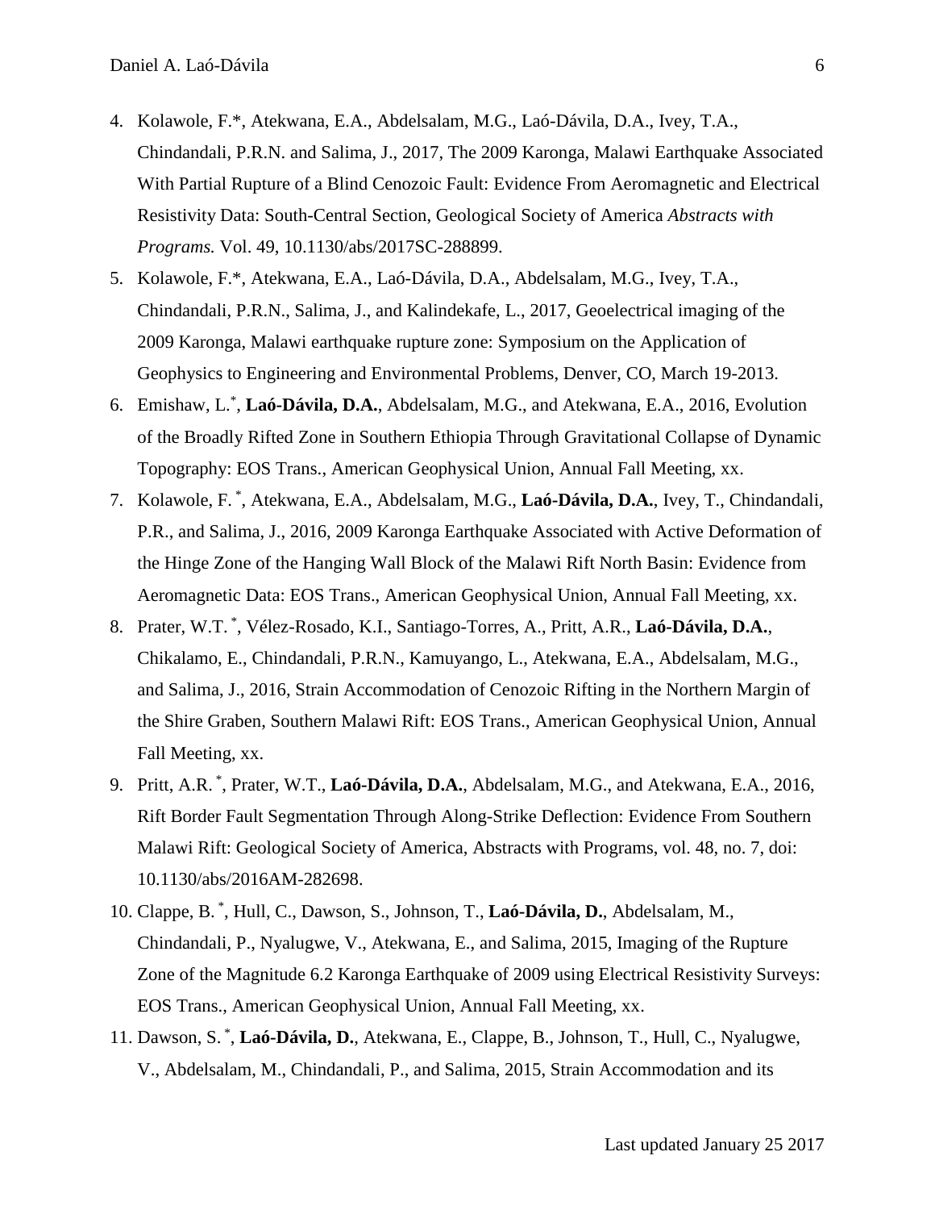4. Kolawole, F.*, Atekwana, E.A., Abdelsalam, M.G., Laó-Dávila, D.A., Ivey, T.A., Chindandali, P.R.N. and Salima, J., 2017, The 2009 Karonga, Malawi Earthquake Associated With Partial Rupture of a Blind Cenozoic Fault: Evidence From Aeromagnetic and Electrical Resistivity Data: South-Central Section, Geological Society of America *Abstracts with Programs.* Vol. 49, 10.1130/abs/2017SC-288899.
5. Kolawole, F.*, Atekwana, E.A., Laó-Dávila, D.A., Abdelsalam, M.G., Ivey, T.A., Chindandali, P.R.N., Salima, J., and Kalindekafe, L., 2017, Geoelectrical imaging of the 2009 Karonga, Malawi earthquake rupture zone: Symposium on the Application of Geophysics to Engineering and Environmental Problems, Denver, CO, March 19-2013.
6. Emishaw, L.*, **Laó-Dávila, D.A.**, Abdelsalam, M.G., and Atekwana, E.A., 2016, Evolution of the Broadly Rifted Zone in Southern Ethiopia Through Gravitational Collapse of Dynamic Topography: EOS Trans., American Geophysical Union, Annual Fall Meeting, xx.
7. Kolawole, F. *, Atekwana, E.A., Abdelsalam, M.G., **Laó-Dávila, D.A.**, Ivey, T., Chindandali, P.R., and Salima, J., 2016, 2009 Karonga Earthquake Associated with Active Deformation of the Hinge Zone of the Hanging Wall Block of the Malawi Rift North Basin: Evidence from Aeromagnetic Data: EOS Trans., American Geophysical Union, Annual Fall Meeting, xx.
8. Prater, W.T. *, Vélez-Rosado, K.I., Santiago-Torres, A., Pritt, A.R., **Laó-Dávila, D.A.**, Chikalamo, E., Chindandali, P.R.N., Kamuyango, L., Atekwana, E.A., Abdelsalam, M.G., and Salima, J., 2016, Strain Accommodation of Cenozoic Rifting in the Northern Margin of the Shire Graben, Southern Malawi Rift: EOS Trans., American Geophysical Union, Annual Fall Meeting, xx.
9. Pritt, A.R. *, Prater, W.T., **Laó-Dávila, D.A.**, Abdelsalam, M.G., and Atekwana, E.A., 2016, Rift Border Fault Segmentation Through Along-Strike Deflection: Evidence From Southern Malawi Rift: Geological Society of America, Abstracts with Programs, vol. 48, no. 7, doi: 10.1130/abs/2016AM-282698.
10. Clappe, B. *, Hull, C., Dawson, S., Johnson, T., **Laó-Dávila, D.**, Abdelsalam, M., Chindandali, P., Nyalugwe, V., Atekwana, E., and Salima, 2015, Imaging of the Rupture Zone of the Magnitude 6.2 Karonga Earthquake of 2009 using Electrical Resistivity Surveys: EOS Trans., American Geophysical Union, Annual Fall Meeting, xx.
11. Dawson, S. *, **Laó-Dávila, D.**, Atekwana, E., Clappe, B., Johnson, T., Hull, C., Nyalugwe, V., Abdelsalam, M., Chindandali, P., and Salima, 2015, Strain Accommodation and its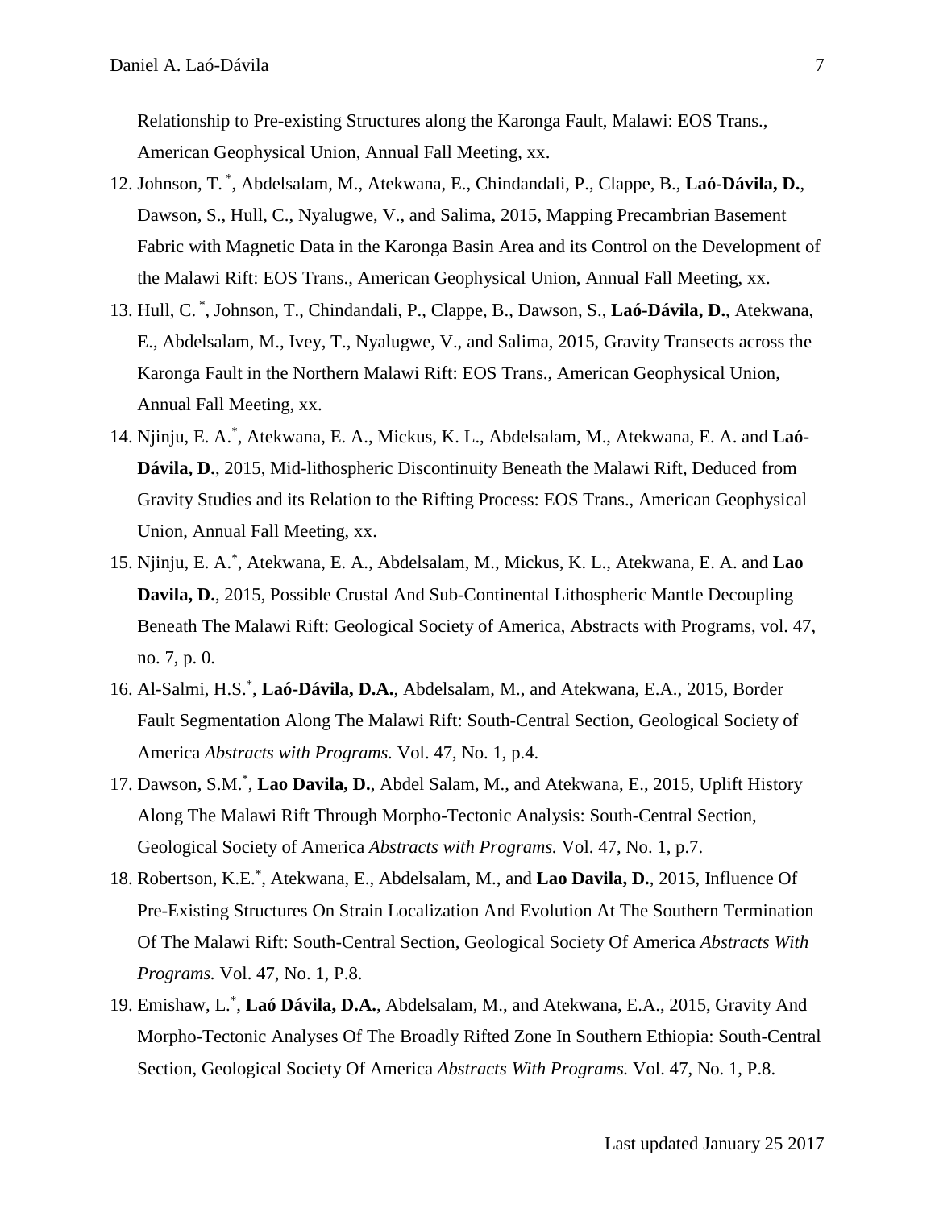Relationship to Pre-existing Structures along the Karonga Fault, Malawi: EOS Trans., American Geophysical Union, Annual Fall Meeting, xx.

12. Johnson, T. *, Abdelsalam, M., Atekwana, E., Chindandali, P., Clappe, B., **Laó-Dávila, D.**, Dawson, S., Hull, C., Nyalugwe, V., and Salima, 2015, Mapping Precambrian Basement Fabric with Magnetic Data in the Karonga Basin Area and its Control on the Development of the Malawi Rift: EOS Trans., American Geophysical Union, Annual Fall Meeting, xx.
13. Hull, C. *, Johnson, T., Chindandali, P., Clappe, B., Dawson, S., **Laó-Dávila, D.**, Atekwana, E., Abdelsalam, M., Ivey, T., Nyalugwe, V., and Salima, 2015, Gravity Transects across the Karonga Fault in the Northern Malawi Rift: EOS Trans., American Geophysical Union, Annual Fall Meeting, xx.
14. Njinju, E. A.*, Atekwana, E. A., Mickus, K. L., Abdelsalam, M., Atekwana, E. A. and **Laó-Dávila, D.**, 2015, Mid-lithospheric Discontinuity Beneath the Malawi Rift, Deduced from Gravity Studies and its Relation to the Rifting Process: EOS Trans., American Geophysical Union, Annual Fall Meeting, xx.
15. Njinju, E. A.*, Atekwana, E. A., Abdelsalam, M., Mickus, K. L., Atekwana, E. A. and **Lao Davila, D.**, 2015, Possible Crustal And Sub-Continental Lithospheric Mantle Decoupling Beneath The Malawi Rift: Geological Society of America, Abstracts with Programs, vol. 47, no. 7, p. 0.
16. Al-Salmi, H.S.*, **Laó-Dávila, D.A.**, Abdelsalam, M., and Atekwana, E.A., 2015, Border Fault Segmentation Along The Malawi Rift: South-Central Section, Geological Society of America *Abstracts with Programs.* Vol. 47, No. 1, p.4.
17. Dawson, S.M.*, **Lao Davila, D.**, Abdel Salam, M., and Atekwana, E., 2015, Uplift History Along The Malawi Rift Through Morpho-Tectonic Analysis: South-Central Section, Geological Society of America *Abstracts with Programs.* Vol. 47, No. 1, p.7.
18. Robertson, K.E.*, Atekwana, E., Abdelsalam, M., and **Lao Davila, D.**, 2015, Influence Of Pre-Existing Structures On Strain Localization And Evolution At The Southern Termination Of The Malawi Rift: South-Central Section, Geological Society Of America *Abstracts With Programs.* Vol. 47, No. 1, P.8.
19. Emishaw, L.*, **Laó Dávila, D.A.**, Abdelsalam, M., and Atekwana, E.A., 2015, Gravity And Morpho-Tectonic Analyses Of The Broadly Rifted Zone In Southern Ethiopia: South-Central Section, Geological Society Of America *Abstracts With Programs.* Vol. 47, No. 1, P.8.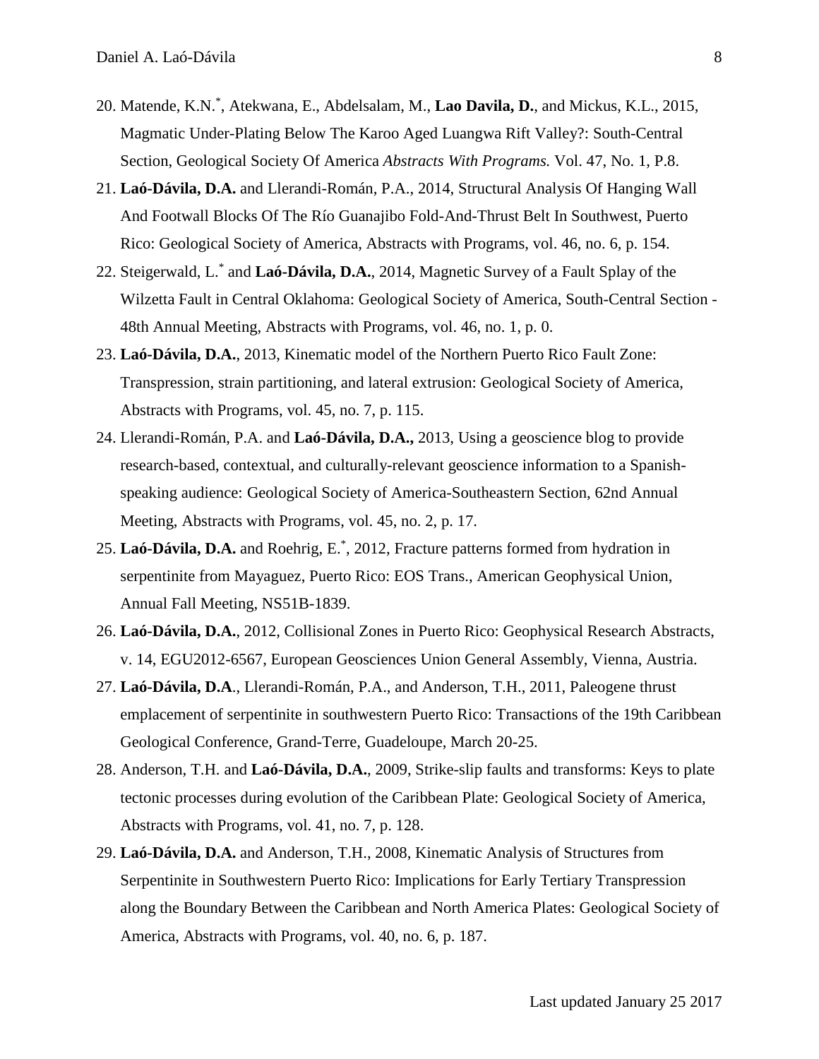20. Matende, K.N.[*], Atekwana, E., Abdelsalam, M., **Lao Davila, D.**, and Mickus, K.L., 2015, Magmatic Under-Plating Below The Karoo Aged Luangwa Rift Valley?: South-Central Section, Geological Society Of America *Abstracts With Programs.* Vol. 47, No. 1, P.8.
21. **Laó-Dávila, D.A.** and Llerandi-Román, P.A., 2014, Structural Analysis Of Hanging Wall And Footwall Blocks Of The Río Guanajibo Fold-And-Thrust Belt In Southwest, Puerto Rico: Geological Society of America, Abstracts with Programs, vol. 46, no. 6, p. 154.
22. Steigerwald, L.[*] and **Laó-Dávila, D.A.**, 2014, Magnetic Survey of a Fault Splay of the Wilzetta Fault in Central Oklahoma: Geological Society of America, South-Central Section - 48th Annual Meeting, Abstracts with Programs, vol. 46, no. 1, p. 0.
23. **Laó-Dávila, D.A.**, 2013, Kinematic model of the Northern Puerto Rico Fault Zone: Transpression, strain partitioning, and lateral extrusion: Geological Society of America, Abstracts with Programs, vol. 45, no. 7, p. 115.
24. Llerandi-Román, P.A. and **Laó-Dávila, D.A.,** 2013, Using a geoscience blog to provide research-based, contextual, and culturally-relevant geoscience information to a Spanish-speaking audience: Geological Society of America-Southeastern Section, 62nd Annual Meeting, Abstracts with Programs, vol. 45, no. 2, p. 17.
25. **Laó-Dávila, D.A.** and Roehrig, E.[*], 2012, Fracture patterns formed from hydration in serpentinite from Mayaguez, Puerto Rico: EOS Trans., American Geophysical Union, Annual Fall Meeting, NS51B-1839.
26. **Laó-Dávila, D.A.**, 2012, Collisional Zones in Puerto Rico: Geophysical Research Abstracts, v. 14, EGU2012-6567, European Geosciences Union General Assembly, Vienna, Austria.
27. **Laó-Dávila, D.A**., Llerandi-Román, P.A., and Anderson, T.H., 2011, Paleogene thrust emplacement of serpentinite in southwestern Puerto Rico: Transactions of the 19th Caribbean Geological Conference, Grand-Terre, Guadeloupe, March 20-25.
28. Anderson, T.H. and **Laó-Dávila, D.A.**, 2009, Strike-slip faults and transforms: Keys to plate tectonic processes during evolution of the Caribbean Plate: Geological Society of America, Abstracts with Programs, vol. 41, no. 7, p. 128.
29. **Laó-Dávila, D.A.** and Anderson, T.H., 2008, Kinematic Analysis of Structures from Serpentinite in Southwestern Puerto Rico: Implications for Early Tertiary Transpression along the Boundary Between the Caribbean and North America Plates: Geological Society of America, Abstracts with Programs, vol. 40, no. 6, p. 187.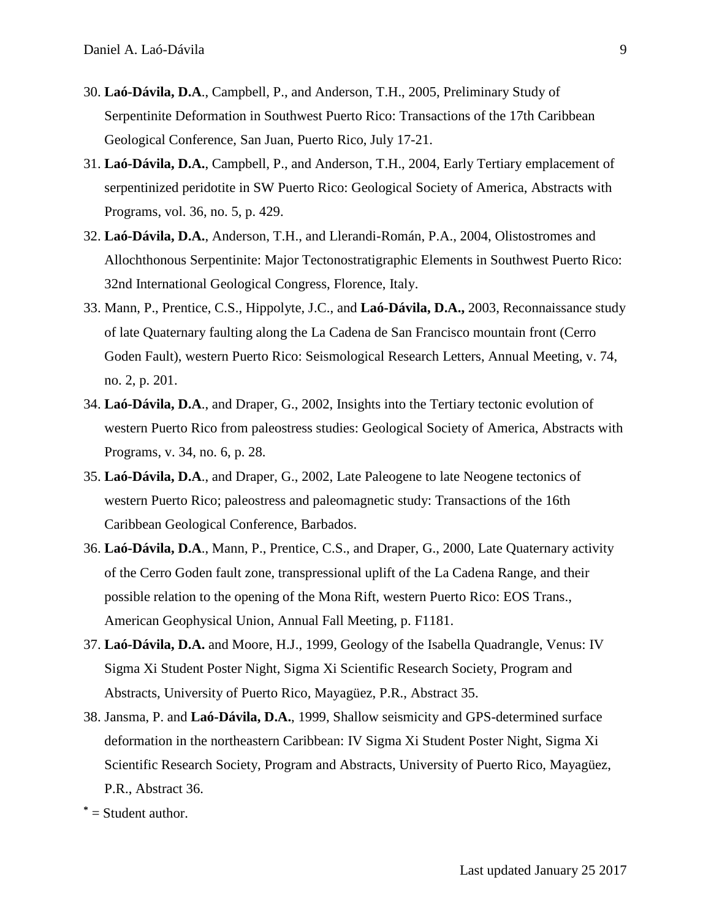30. **Laó-Dávila, D.A**., Campbell, P., and Anderson, T.H., 2005, Preliminary Study of Serpentinite Deformation in Southwest Puerto Rico: Transactions of the 17th Caribbean Geological Conference, San Juan, Puerto Rico, July 17-21.
31. **Laó-Dávila, D.A.**, Campbell, P., and Anderson, T.H., 2004, Early Tertiary emplacement of serpentinized peridotite in SW Puerto Rico: Geological Society of America, Abstracts with Programs, vol. 36, no. 5, p. 429.
32. **Laó-Dávila, D.A.**, Anderson, T.H., and Llerandi-Román, P.A., 2004, Olistostromes and Allochthonous Serpentinite: Major Tectonostratigraphic Elements in Southwest Puerto Rico: 32nd International Geological Congress, Florence, Italy.
33. Mann, P., Prentice, C.S., Hippolyte, J.C., and **Laó-Dávila, D.A.,** 2003, Reconnaissance study of late Quaternary faulting along the La Cadena de San Francisco mountain front (Cerro Goden Fault), western Puerto Rico: Seismological Research Letters, Annual Meeting, v. 74, no. 2, p. 201.
34. **Laó-Dávila, D.A**., and Draper, G., 2002, Insights into the Tertiary tectonic evolution of western Puerto Rico from paleostress studies: Geological Society of America, Abstracts with Programs, v. 34, no. 6, p. 28.
35. **Laó-Dávila, D.A**., and Draper, G., 2002, Late Paleogene to late Neogene tectonics of western Puerto Rico; paleostress and paleomagnetic study: Transactions of the 16th Caribbean Geological Conference, Barbados.
36. **Laó-Dávila, D.A**., Mann, P., Prentice, C.S., and Draper, G., 2000, Late Quaternary activity of the Cerro Goden fault zone, transpressional uplift of the La Cadena Range, and their possible relation to the opening of the Mona Rift, western Puerto Rico: EOS Trans., American Geophysical Union, Annual Fall Meeting, p. F1181.
37. **Laó-Dávila, D.A.** and Moore, H.J., 1999, Geology of the Isabella Quadrangle, Venus: IV Sigma Xi Student Poster Night, Sigma Xi Scientific Research Society, Program and Abstracts, University of Puerto Rico, Mayagüez, P.R., Abstract 35.
38. Jansma, P. and **Laó-Dávila, D.A.**, 1999, Shallow seismicity and GPS-determined surface deformation in the northeastern Caribbean: IV Sigma Xi Student Poster Night, Sigma Xi Scientific Research Society, Program and Abstracts, University of Puerto Rico, Mayagüez, P.R., Abstract 36.

* = Student author.

Last updated January 25 2017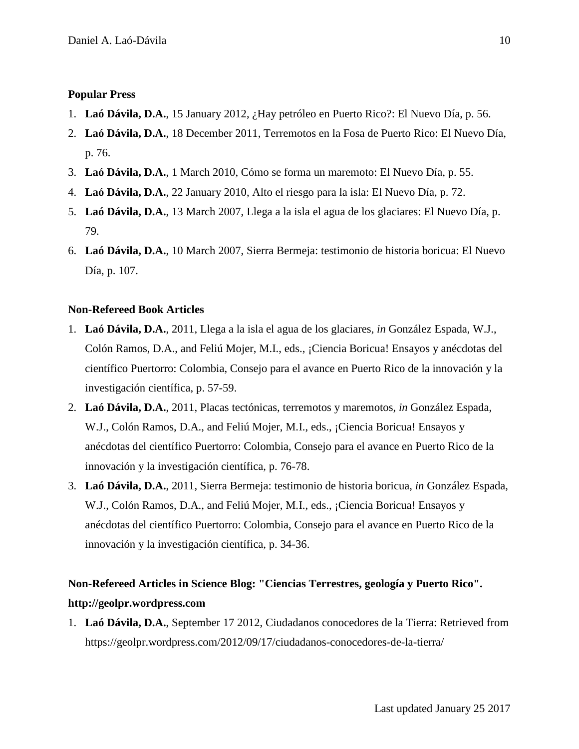**Popular Press**

1. **Laó Dávila, D.A.**, 15 January 2012, ¿Hay petróleo en Puerto Rico?: El Nuevo Día, p. 56.
2. **Laó Dávila, D.A.**, 18 December 2011, Terremotos en la Fosa de Puerto Rico: El Nuevo Día, p. 76.
3. **Laó Dávila, D.A.**, 1 March 2010, Cómo se forma un maremoto: El Nuevo Día, p. 55.
4. **Laó Dávila, D.A.**, 22 January 2010, Alto el riesgo para la isla: El Nuevo Día, p. 72.
5. **Laó Dávila, D.A.**, 13 March 2007, Llega a la isla el agua de los glaciares: El Nuevo Día, p. 79.
6. **Laó Dávila, D.A.**, 10 March 2007, Sierra Bermeja: testimonio de historia boricua: El Nuevo Día, p. 107.

**Non-Refereed Book Articles**

1. **Laó Dávila, D.A.**, 2011, Llega a la isla el agua de los glaciares, *in* González Espada, W.J., Colón Ramos, D.A., and Feliú Mojer, M.I., eds., ¡Ciencia Boricua! Ensayos y anécdotas del científico Puertorro: Colombia, Consejo para el avance en Puerto Rico de la innovación y la investigación científica, p. 57-59.
2. **Laó Dávila, D.A.**, 2011, Placas tectónicas, terremotos y maremotos, *in* González Espada, W.J., Colón Ramos, D.A., and Feliú Mojer, M.I., eds., ¡Ciencia Boricua! Ensayos y anécdotas del científico Puertorro: Colombia, Consejo para el avance en Puerto Rico de la innovación y la investigación científica, p. 76-78.
3. **Laó Dávila, D.A.**, 2011, Sierra Bermeja: testimonio de historia boricua, *in* González Espada, W.J., Colón Ramos, D.A., and Feliú Mojer, M.I., eds., ¡Ciencia Boricua! Ensayos y anécdotas del científico Puertorro: Colombia, Consejo para el avance en Puerto Rico de la innovación y la investigación científica, p. 34-36.

**Non-Refereed Articles in Science Blog: "Ciencias Terrestres, geología y Puerto Rico". http://geolpr.wordpress.com**

1. **Laó Dávila, D.A.**, September 17 2012, Ciudadanos conocedores de la Tierra: Retrieved from https://geolpr.wordpress.com/2012/09/17/ciudadanos-conocedores-de-la-tierra/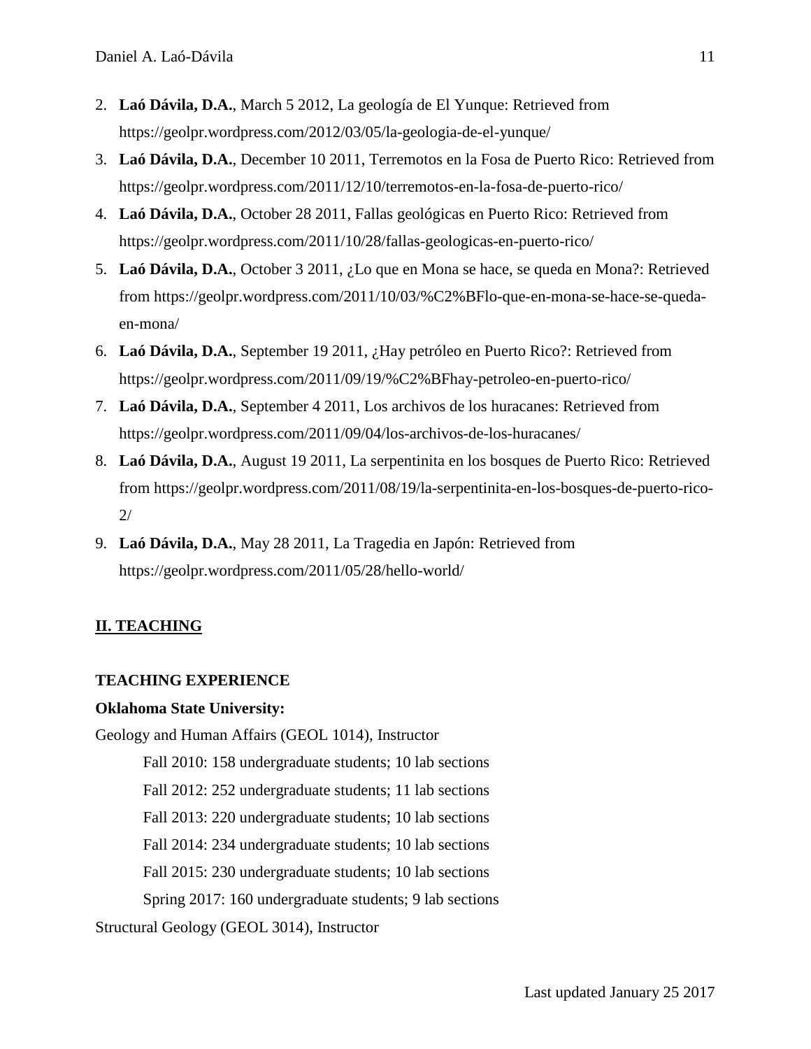2. **Laó Dávila, D.A.**, March 5 2012, La geología de El Yunque: Retrieved from https://geolpr.wordpress.com/2012/03/05/la-geologia-de-el-yunque/
3. **Laó Dávila, D.A.**, December 10 2011, Terremotos en la Fosa de Puerto Rico: Retrieved from https://geolpr.wordpress.com/2011/12/10/terremotos-en-la-fosa-de-puerto-rico/
4. **Laó Dávila, D.A.**, October 28 2011, Fallas geológicas en Puerto Rico: Retrieved from https://geolpr.wordpress.com/2011/10/28/fallas-geologicas-en-puerto-rico/
5. **Laó Dávila, D.A.**, October 3 2011, ¿Lo que en Mona se hace, se queda en Mona?: Retrieved from https://geolpr.wordpress.com/2011/10/03/%C2%BFlo-que-en-mona-se-hace-se-queda-en-mona/
6. **Laó Dávila, D.A.**, September 19 2011, ¿Hay petróleo en Puerto Rico?: Retrieved from https://geolpr.wordpress.com/2011/09/19/%C2%BFhay-petroleo-en-puerto-rico/
7. **Laó Dávila, D.A.**, September 4 2011, Los archivos de los huracanes: Retrieved from https://geolpr.wordpress.com/2011/09/04/los-archivos-de-los-huracanes/
8. **Laó Dávila, D.A.**, August 19 2011, La serpentinita en los bosques de Puerto Rico: Retrieved from https://geolpr.wordpress.com/2011/08/19/la-serpentinita-en-los-bosques-de-puerto-rico-2/
9. **Laó Dávila, D.A.**, May 28 2011, La Tragedia en Japón: Retrieved from https://geolpr.wordpress.com/2011/05/28/hello-world/

## II. TEACHING

### TEACHING EXPERIENCE

**Oklahoma State University:**

Geology and Human Affairs (GEOL 1014), Instructor

- Fall 2010: 158 undergraduate students; 10 lab sections
- Fall 2012: 252 undergraduate students; 11 lab sections
- Fall 2013: 220 undergraduate students; 10 lab sections
- Fall 2014: 234 undergraduate students; 10 lab sections
- Fall 2015: 230 undergraduate students; 10 lab sections
- Spring 2017: 160 undergraduate students; 9 lab sections

Structural Geology (GEOL 3014), Instructor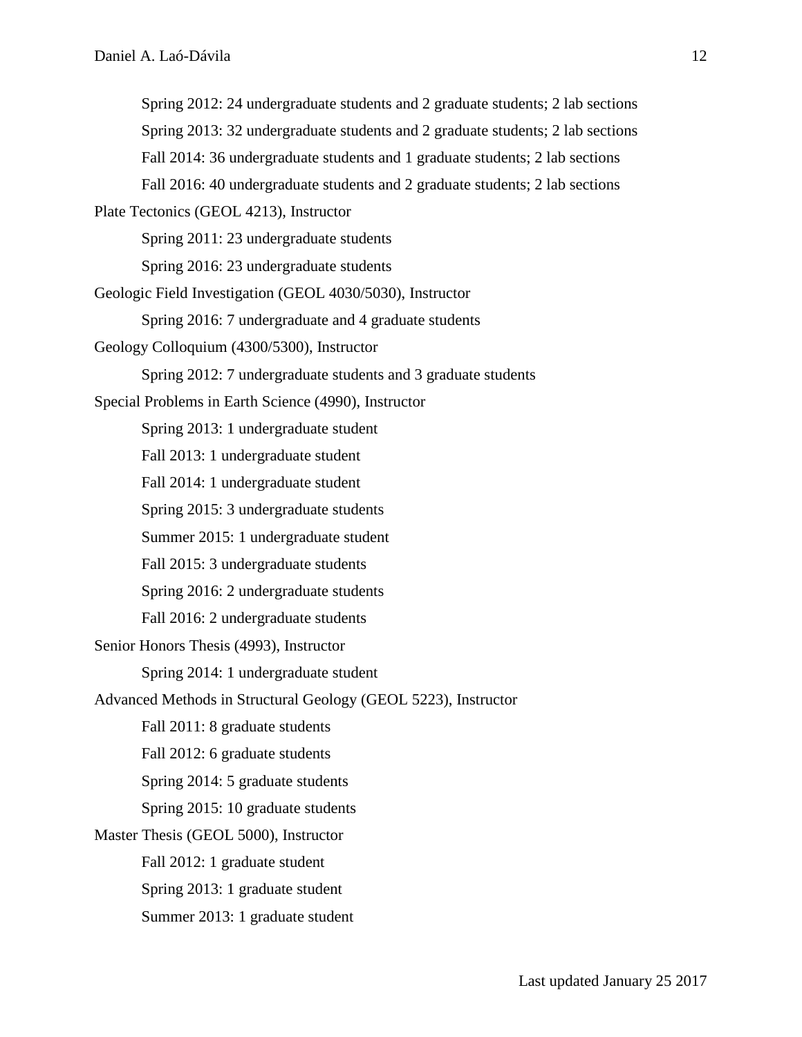Spring 2012: 24 undergraduate students and 2 graduate students; 2 lab sections

Spring 2013: 32 undergraduate students and 2 graduate students; 2 lab sections

Fall 2014: 36 undergraduate students and 1 graduate students; 2 lab sections

Fall 2016: 40 undergraduate students and 2 graduate students; 2 lab sections

Plate Tectonics (GEOL 4213), Instructor

Spring 2011: 23 undergraduate students

Spring 2016: 23 undergraduate students

Geologic Field Investigation (GEOL 4030/5030), Instructor

Spring 2016: 7 undergraduate and 4 graduate students

Geology Colloquium (4300/5300), Instructor

Spring 2012: 7 undergraduate students and 3 graduate students

Special Problems in Earth Science (4990), Instructor

Spring 2013: 1 undergraduate student

Fall 2013: 1 undergraduate student

Fall 2014: 1 undergraduate student

Spring 2015: 3 undergraduate students

Summer 2015: 1 undergraduate student

Fall 2015: 3 undergraduate students

Spring 2016: 2 undergraduate students

Fall 2016: 2 undergraduate students

Senior Honors Thesis (4993), Instructor

Spring 2014: 1 undergraduate student

Advanced Methods in Structural Geology (GEOL 5223), Instructor

Fall 2011: 8 graduate students

Fall 2012: 6 graduate students

Spring 2014: 5 graduate students

Spring 2015: 10 graduate students

Master Thesis (GEOL 5000), Instructor

Fall 2012: 1 graduate student

Spring 2013: 1 graduate student

Summer 2013: 1 graduate student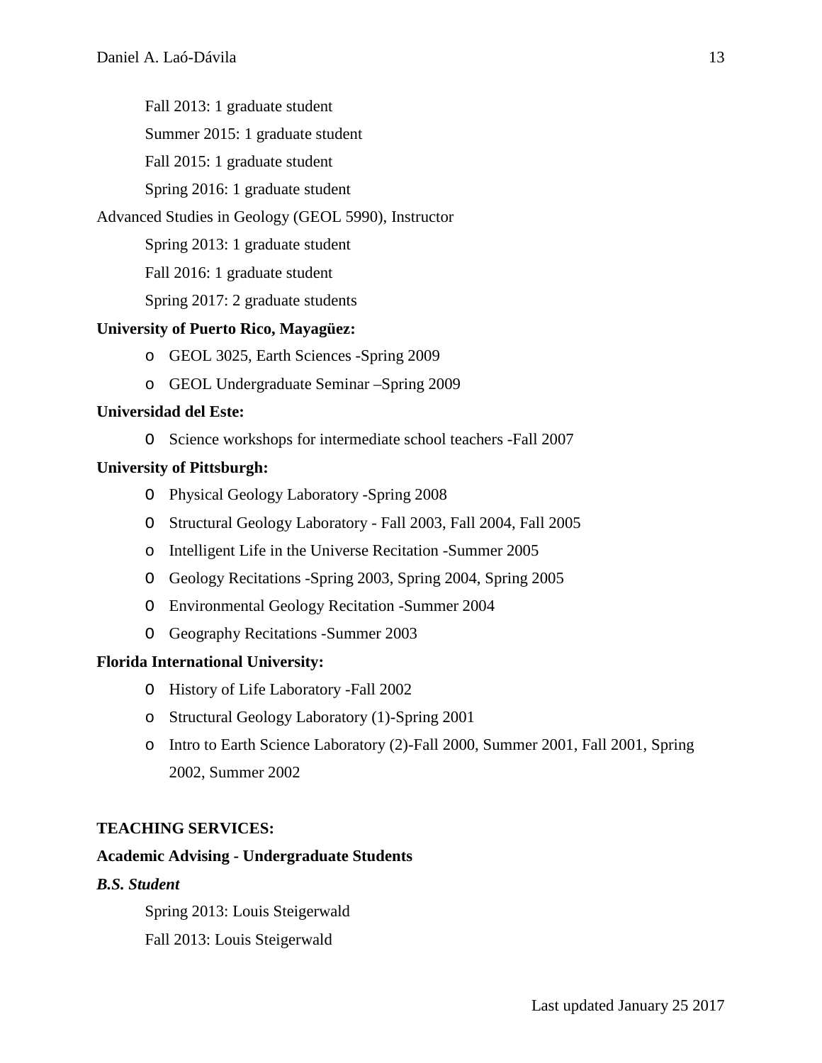Fall 2013: 1 graduate student

Summer 2015: 1 graduate student

Fall 2015: 1 graduate student

Spring 2016: 1 graduate student

Advanced Studies in Geology (GEOL 5990), Instructor

Spring 2013: 1 graduate student

Fall 2016: 1 graduate student

Spring 2017: 2 graduate students

**University of Puerto Rico, Mayagüez:**

- GEOL 3025, Earth Sciences -Spring 2009
- GEOL Undergraduate Seminar –Spring 2009

**Universidad del Este:**

- Science workshops for intermediate school teachers -Fall 2007

**University of Pittsburgh:**

- Physical Geology Laboratory -Spring 2008
- Structural Geology Laboratory - Fall 2003, Fall 2004, Fall 2005
- Intelligent Life in the Universe Recitation -Summer 2005
- Geology Recitations -Spring 2003, Spring 2004, Spring 2005
- Environmental Geology Recitation -Summer 2004
- Geography Recitations -Summer 2003

**Florida International University:**

- History of Life Laboratory -Fall 2002
- Structural Geology Laboratory (1)-Spring 2001
- Intro to Earth Science Laboratory (2)-Fall 2000, Summer 2001, Fall 2001, Spring 2002, Summer 2002

**TEACHING SERVICES:**

**Academic Advising - Undergraduate Students**

***B.S. Student***

Spring 2013: Louis Steigerwald

Fall 2013: Louis Steigerwald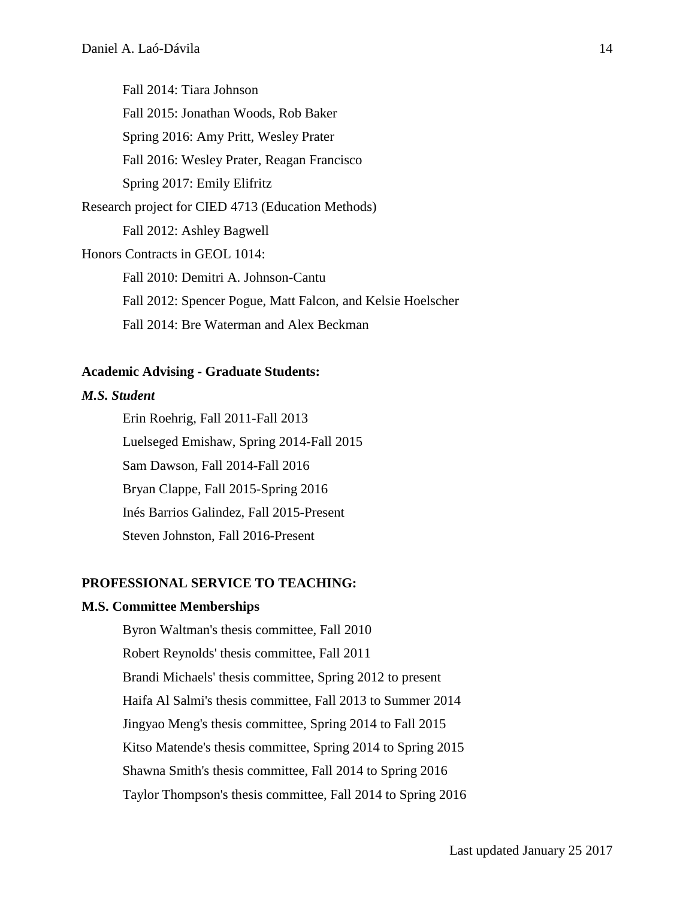Fall 2014: Tiara Johnson

Fall 2015: Jonathan Woods, Rob Baker

Spring 2016: Amy Pritt, Wesley Prater

Fall 2016: Wesley Prater, Reagan Francisco

Spring 2017: Emily Elifritz

Research project for CIED 4713 (Education Methods)

Fall 2012: Ashley Bagwell

Honors Contracts in GEOL 1014:

Fall 2010: Demitri A. Johnson-Cantu

Fall 2012: Spencer Pogue, Matt Falcon, and Kelsie Hoelscher

Fall 2014: Bre Waterman and Alex Beckman

**Academic Advising - Graduate Students:**

***M.S. Student***

Erin Roehrig, Fall 2011-Fall 2013

Luelseged Emishaw, Spring 2014-Fall 2015

Sam Dawson, Fall 2014-Fall 2016

Bryan Clappe, Fall 2015-Spring 2016

Inés Barrios Galindez, Fall 2015-Present

Steven Johnston, Fall 2016-Present

**PROFESSIONAL SERVICE TO TEACHING:**

**M.S. Committee Memberships**

Byron Waltman's thesis committee, Fall 2010

Robert Reynolds' thesis committee, Fall 2011

Brandi Michaels' thesis committee, Spring 2012 to present

Haifa Al Salmi's thesis committee, Fall 2013 to Summer 2014

Jingyao Meng's thesis committee, Spring 2014 to Fall 2015

Kitso Matende's thesis committee, Spring 2014 to Spring 2015

Shawna Smith's thesis committee, Fall 2014 to Spring 2016

Taylor Thompson's thesis committee, Fall 2014 to Spring 2016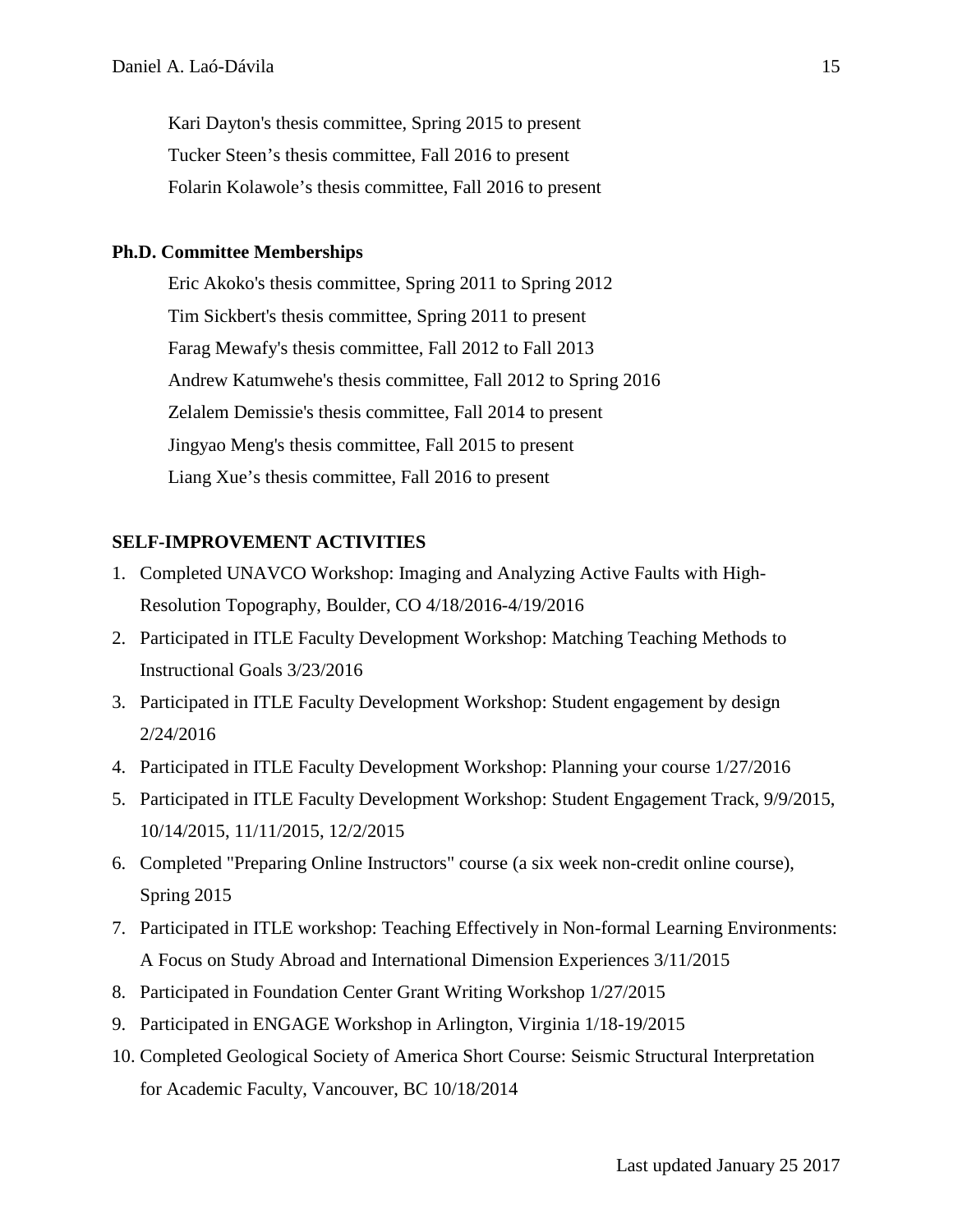Kari Dayton's thesis committee, Spring 2015 to present

Tucker Steen's thesis committee, Fall 2016 to present

Folarin Kolawole's thesis committee, Fall 2016 to present

**Ph.D. Committee Memberships**

Eric Akoko's thesis committee, Spring 2011 to Spring 2012

Tim Sickbert's thesis committee, Spring 2011 to present

Farag Mewafy's thesis committee, Fall 2012 to Fall 2013

Andrew Katumwehe's thesis committee, Fall 2012 to Spring 2016

Zelalem Demissie's thesis committee, Fall 2014 to present

Jingyao Meng's thesis committee, Fall 2015 to present

Liang Xue's thesis committee, Fall 2016 to present

## SELF-IMPROVEMENT ACTIVITIES

1. Completed UNAVCO Workshop: Imaging and Analyzing Active Faults with High-Resolution Topography, Boulder, CO 4/18/2016-4/19/2016
2. Participated in ITLE Faculty Development Workshop: Matching Teaching Methods to Instructional Goals 3/23/2016
3. Participated in ITLE Faculty Development Workshop: Student engagement by design 2/24/2016
4. Participated in ITLE Faculty Development Workshop: Planning your course 1/27/2016
5. Participated in ITLE Faculty Development Workshop: Student Engagement Track, 9/9/2015, 10/14/2015, 11/11/2015, 12/2/2015
6. Completed "Preparing Online Instructors" course (a six week non-credit online course), Spring 2015
7. Participated in ITLE workshop: Teaching Effectively in Non-formal Learning Environments: A Focus on Study Abroad and International Dimension Experiences 3/11/2015
8. Participated in Foundation Center Grant Writing Workshop 1/27/2015
9. Participated in ENGAGE Workshop in Arlington, Virginia 1/18-19/2015
10. Completed Geological Society of America Short Course: Seismic Structural Interpretation for Academic Faculty, Vancouver, BC 10/18/2014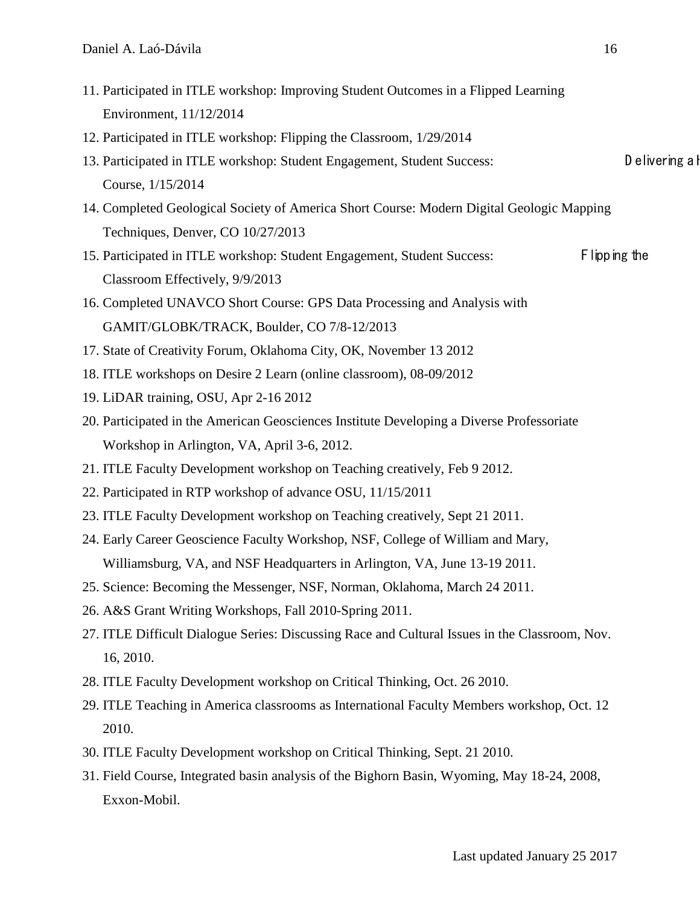11. Participated in ITLE workshop: Improving Student Outcomes in a Flipped Learning Environment, 11/12/2014
12. Participated in ITLE workshop: Flipping the Classroom, 1/29/2014
13. Participated in ITLE workshop: Student Engagement, Student Success: Delivering a I Course, 1/15/2014
14. Completed Geological Society of America Short Course: Modern Digital Geologic Mapping Techniques, Denver, CO 10/27/2013
15. Participated in ITLE workshop: Student Engagement, Student Success: Flipping the Classroom Effectively, 9/9/2013
16. Completed UNAVCO Short Course: GPS Data Processing and Analysis with GAMIT/GLOBK/TRACK, Boulder, CO 7/8-12/2013
17. State of Creativity Forum, Oklahoma City, OK, November 13 2012
18. ITLE workshops on Desire 2 Learn (online classroom), 08-09/2012
19. LiDAR training, OSU, Apr 2-16 2012
20. Participated in the American Geosciences Institute Developing a Diverse Professoriate Workshop in Arlington, VA, April 3-6, 2012.
21. ITLE Faculty Development workshop on Teaching creatively, Feb 9 2012.
22. Participated in RTP workshop of advance OSU, 11/15/2011
23. ITLE Faculty Development workshop on Teaching creatively, Sept 21 2011.
24. Early Career Geoscience Faculty Workshop, NSF, College of William and Mary, Williamsburg, VA, and NSF Headquarters in Arlington, VA, June 13-19 2011.
25. Science: Becoming the Messenger, NSF, Norman, Oklahoma, March 24 2011.
26. A&S Grant Writing Workshops, Fall 2010-Spring 2011.
27. ITLE Difficult Dialogue Series: Discussing Race and Cultural Issues in the Classroom, Nov. 16, 2010.
28. ITLE Faculty Development workshop on Critical Thinking, Oct. 26 2010.
29. ITLE Teaching in America classrooms as International Faculty Members workshop, Oct. 12 2010.
30. ITLE Faculty Development workshop on Critical Thinking, Sept. 21 2010.
31. Field Course, Integrated basin analysis of the Bighorn Basin, Wyoming, May 18-24, 2008, Exxon-Mobil.

Last updated January 25 2017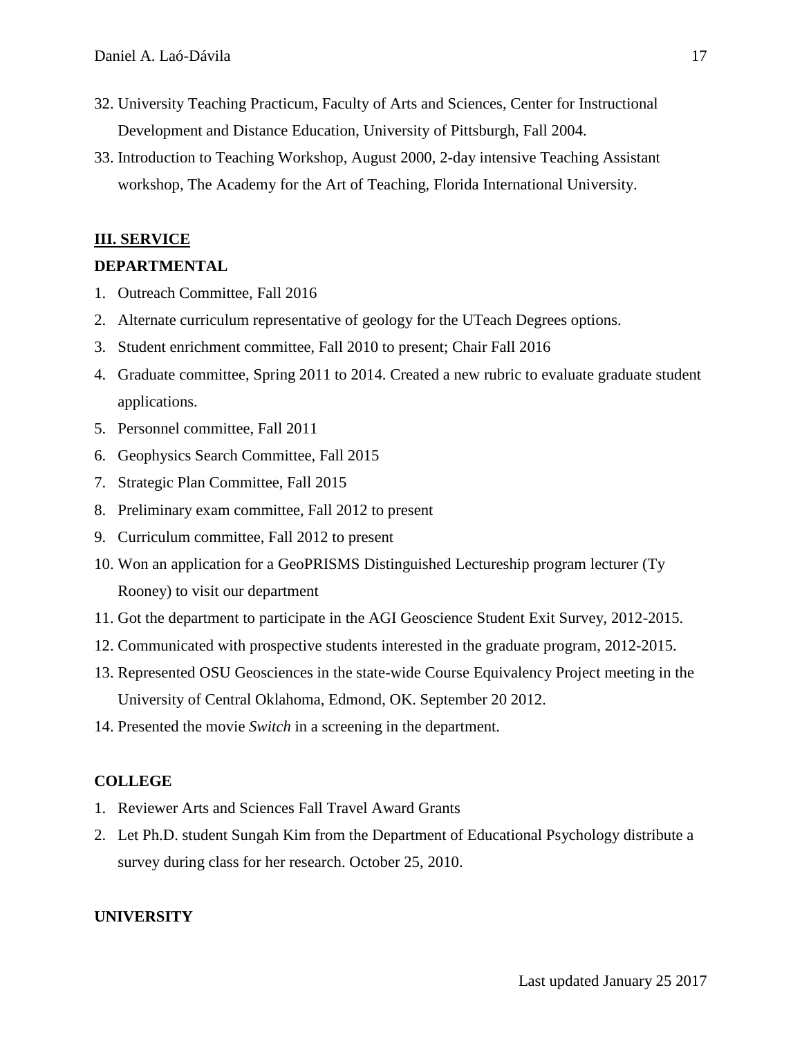32. University Teaching Practicum, Faculty of Arts and Sciences, Center for Instructional Development and Distance Education, University of Pittsburgh, Fall 2004.
33. Introduction to Teaching Workshop, August 2000, 2-day intensive Teaching Assistant workshop, The Academy for the Art of Teaching, Florida International University.

## III. SERVICE

### DEPARTMENTAL

1. Outreach Committee, Fall 2016
2. Alternate curriculum representative of geology for the UTeach Degrees options.
3. Student enrichment committee, Fall 2010 to present; Chair Fall 2016
4. Graduate committee, Spring 2011 to 2014. Created a new rubric to evaluate graduate student applications.
5. Personnel committee, Fall 2011
6. Geophysics Search Committee, Fall 2015
7. Strategic Plan Committee, Fall 2015
8. Preliminary exam committee, Fall 2012 to present
9. Curriculum committee, Fall 2012 to present
10. Won an application for a GeoPRISMS Distinguished Lectureship program lecturer (Ty Rooney) to visit our department
11. Got the department to participate in the AGI Geoscience Student Exit Survey, 2012-2015.
12. Communicated with prospective students interested in the graduate program, 2012-2015.
13. Represented OSU Geosciences in the state-wide Course Equivalency Project meeting in the University of Central Oklahoma, Edmond, OK. September 20 2012.
14. Presented the movie *Switch* in a screening in the department.

### COLLEGE

1. Reviewer Arts and Sciences Fall Travel Award Grants
2. Let Ph.D. student Sungah Kim from the Department of Educational Psychology distribute a survey during class for her research. October 25, 2010.

### UNIVERSITY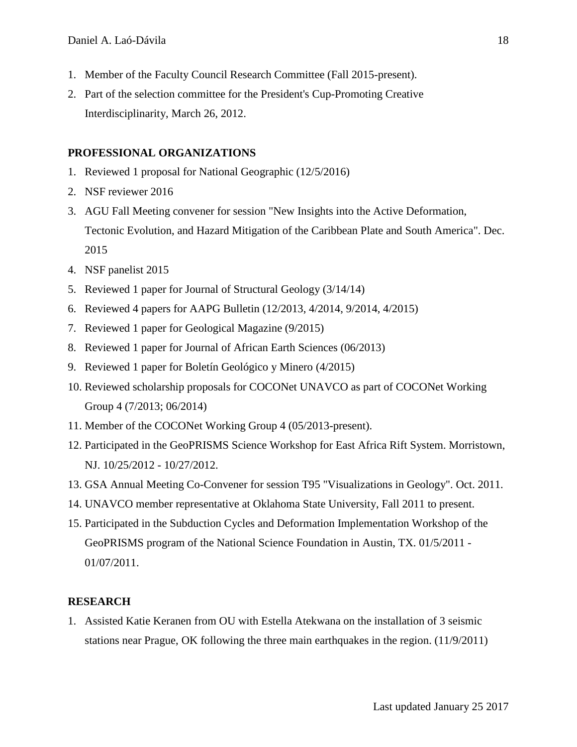1. Member of the Faculty Council Research Committee (Fall 2015-present).
2. Part of the selection committee for the President's Cup-Promoting Creative Interdisciplinarity, March 26, 2012.

**PROFESSIONAL ORGANIZATIONS**

1. Reviewed 1 proposal for National Geographic (12/5/2016)
2. NSF reviewer 2016
3. AGU Fall Meeting convener for session "New Insights into the Active Deformation, Tectonic Evolution, and Hazard Mitigation of the Caribbean Plate and South America". Dec. 2015
4. NSF panelist 2015
5. Reviewed 1 paper for Journal of Structural Geology (3/14/14)
6. Reviewed 4 papers for AAPG Bulletin (12/2013, 4/2014, 9/2014, 4/2015)
7. Reviewed 1 paper for Geological Magazine (9/2015)
8. Reviewed 1 paper for Journal of African Earth Sciences (06/2013)
9. Reviewed 1 paper for Boletín Geológico y Minero (4/2015)
10. Reviewed scholarship proposals for COCONet UNAVCO as part of COCONet Working Group 4 (7/2013; 06/2014)
11. Member of the COCONet Working Group 4 (05/2013-present).
12. Participated in the GeoPRISMS Science Workshop for East Africa Rift System. Morristown, NJ. 10/25/2012 - 10/27/2012.
13. GSA Annual Meeting Co-Convener for session T95 "Visualizations in Geology". Oct. 2011.
14. UNAVCO member representative at Oklahoma State University, Fall 2011 to present.
15. Participated in the Subduction Cycles and Deformation Implementation Workshop of the GeoPRISMS program of the National Science Foundation in Austin, TX. 01/5/2011 - 01/07/2011.

**RESEARCH**

1. Assisted Katie Keranen from OU with Estella Atekwana on the installation of 3 seismic stations near Prague, OK following the three main earthquakes in the region. (11/9/2011)

Last updated January 25 2017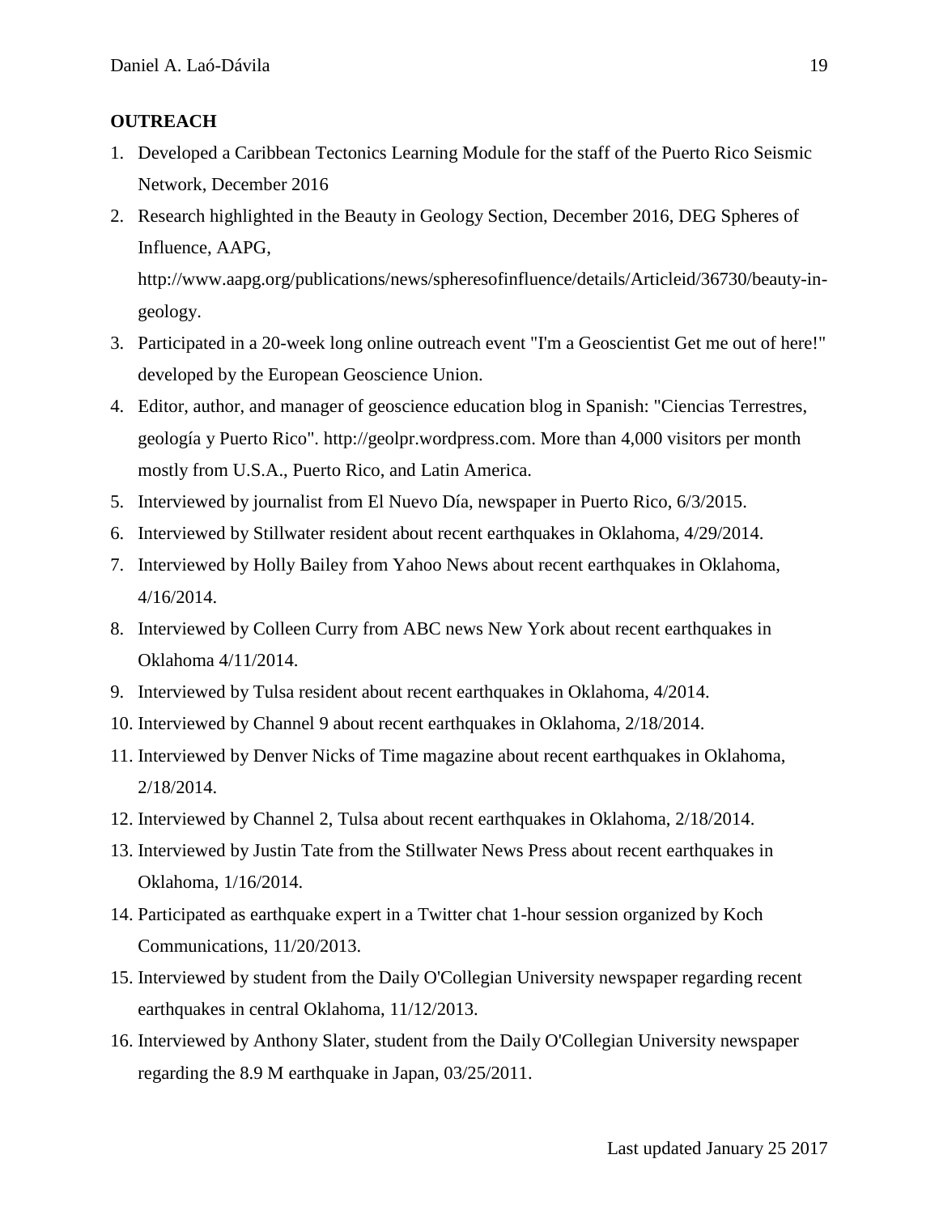**OUTREACH**

1. Developed a Caribbean Tectonics Learning Module for the staff of the Puerto Rico Seismic Network, December 2016
2. Research highlighted in the Beauty in Geology Section, December 2016, DEG Spheres of Influence, AAPG, http://www.aapg.org/publications/news/spheresofinfluence/details/Articleid/36730/beauty-in-geology.
3. Participated in a 20-week long online outreach event "I'm a Geoscientist Get me out of here!" developed by the European Geoscience Union.
4. Editor, author, and manager of geoscience education blog in Spanish: "Ciencias Terrestres, geología y Puerto Rico". http://geolpr.wordpress.com. More than 4,000 visitors per month mostly from U.S.A., Puerto Rico, and Latin America.
5. Interviewed by journalist from El Nuevo Día, newspaper in Puerto Rico, 6/3/2015.
6. Interviewed by Stillwater resident about recent earthquakes in Oklahoma, 4/29/2014.
7. Interviewed by Holly Bailey from Yahoo News about recent earthquakes in Oklahoma, 4/16/2014.
8. Interviewed by Colleen Curry from ABC news New York about recent earthquakes in Oklahoma 4/11/2014.
9. Interviewed by Tulsa resident about recent earthquakes in Oklahoma, 4/2014.
10. Interviewed by Channel 9 about recent earthquakes in Oklahoma, 2/18/2014.
11. Interviewed by Denver Nicks of Time magazine about recent earthquakes in Oklahoma, 2/18/2014.
12. Interviewed by Channel 2, Tulsa about recent earthquakes in Oklahoma, 2/18/2014.
13. Interviewed by Justin Tate from the Stillwater News Press about recent earthquakes in Oklahoma, 1/16/2014.
14. Participated as earthquake expert in a Twitter chat 1-hour session organized by Koch Communications, 11/20/2013.
15. Interviewed by student from the Daily O'Collegian University newspaper regarding recent earthquakes in central Oklahoma, 11/12/2013.
16. Interviewed by Anthony Slater, student from the Daily O'Collegian University newspaper regarding the 8.9 M earthquake in Japan, 03/25/2011.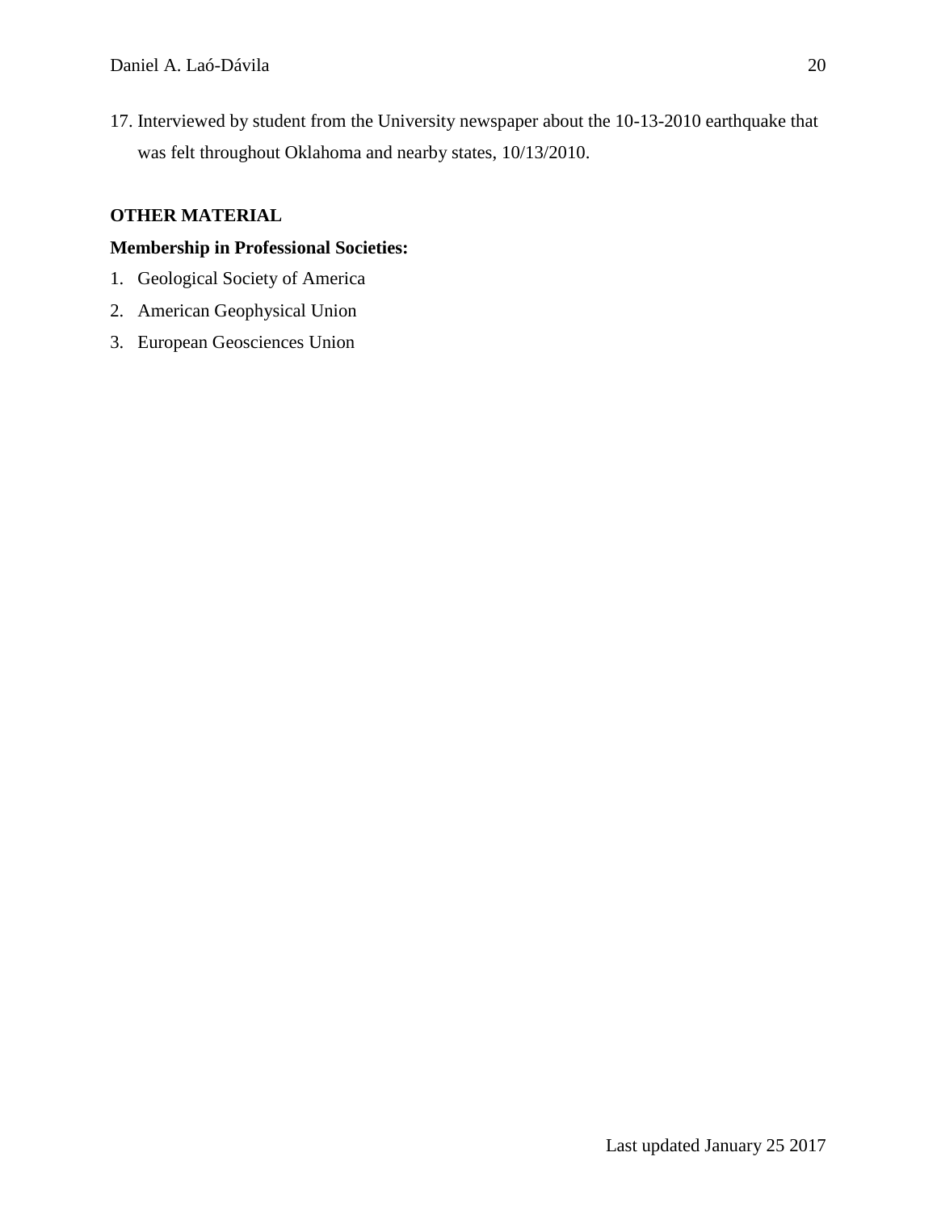17. Interviewed by student from the University newspaper about the 10-13-2010 earthquake that was felt throughout Oklahoma and nearby states, 10/13/2010.

## OTHER MATERIAL

**Membership in Professional Societies:**

1. Geological Society of America
2. American Geophysical Union
3. European Geosciences Union

Last updated January 25 2017